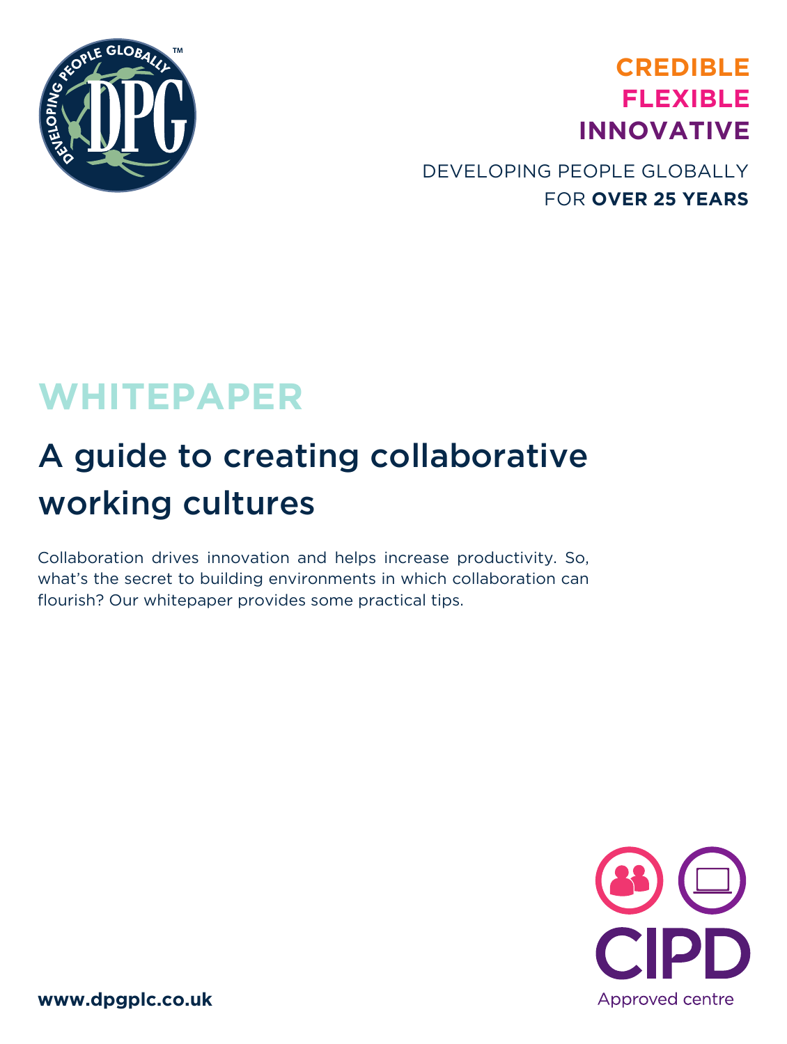**CREDIBLE**
**FLEXIBLE**
**INNOVATIVE**

DEVELOPING PEOPLE GLOBALLY
FOR **OVER 25 YEARS**

# WHITEPAPER

## A guide to creating collaborative working cultures

Collaboration drives innovation and helps increase productivity. So, what's the secret to building environments in which collaboration can flourish? Our whitepaper provides some practical tips.

CIPD Approved centre

**www.dpgplc.co.uk**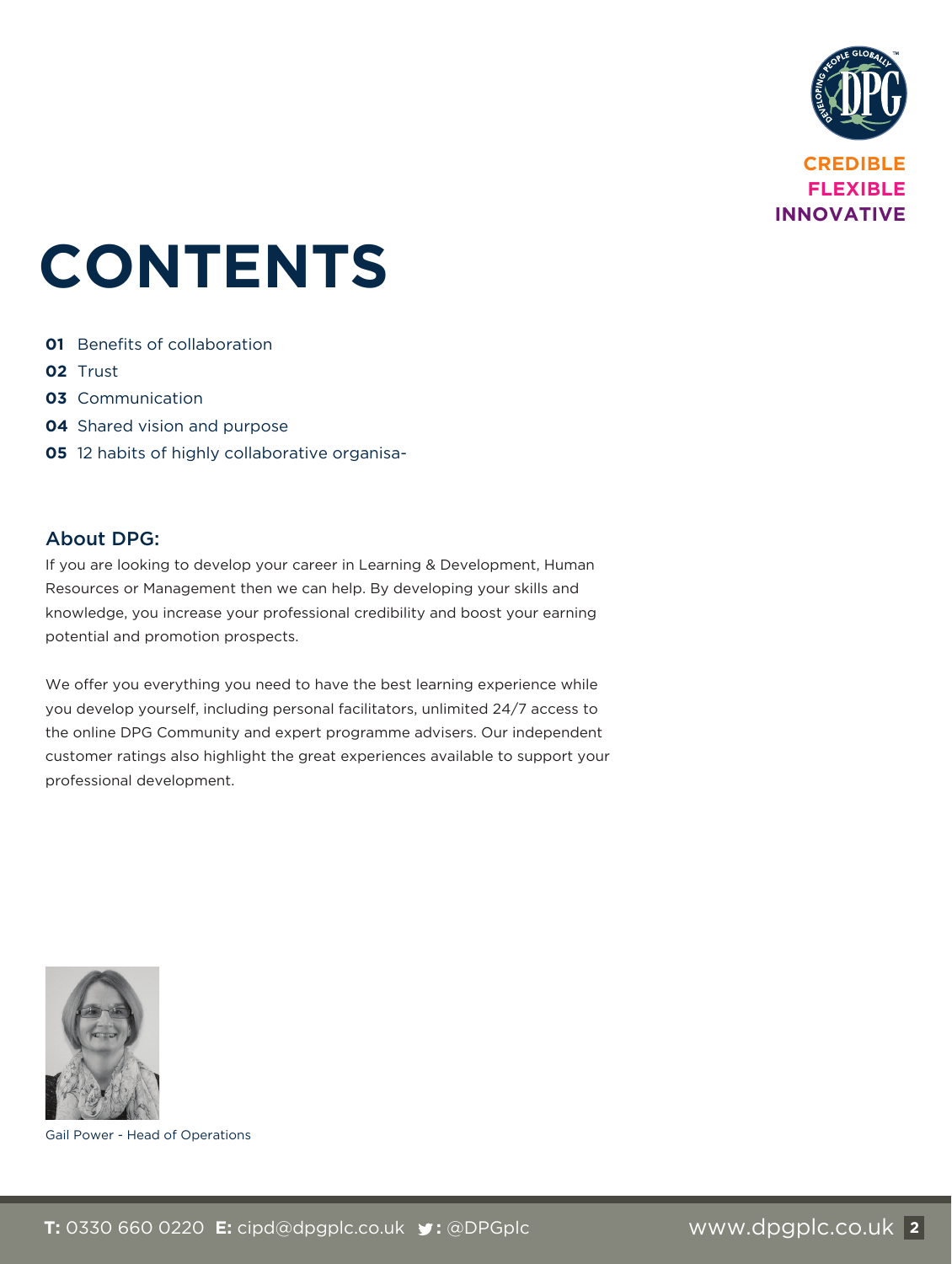CREDIBLE
FLEXIBLE
INNOVATIVE

# CONTENTS

**01** Benefits of collaboration

**02** Trust

**03** Communication

**04** Shared vision and purpose

**05** 12 habits of highly collaborative organisa-

## About DPG:

If you are looking to develop your career in Learning & Development, Human Resources or Management then we can help. By developing your skills and knowledge, you increase your professional credibility and boost your earning potential and promotion prospects.

We offer you everything you need to have the best learning experience while you develop yourself, including personal facilitators, unlimited 24/7 access to the online DPG Community and expert programme advisers. Our independent customer ratings also highlight the great experiences available to support your professional development.

Gail Power - Head of Operations

**T:** 0330 660 0220 **E:** cipd@dpgplc.co.uk : @DPGplc www.dpgplc.co.uk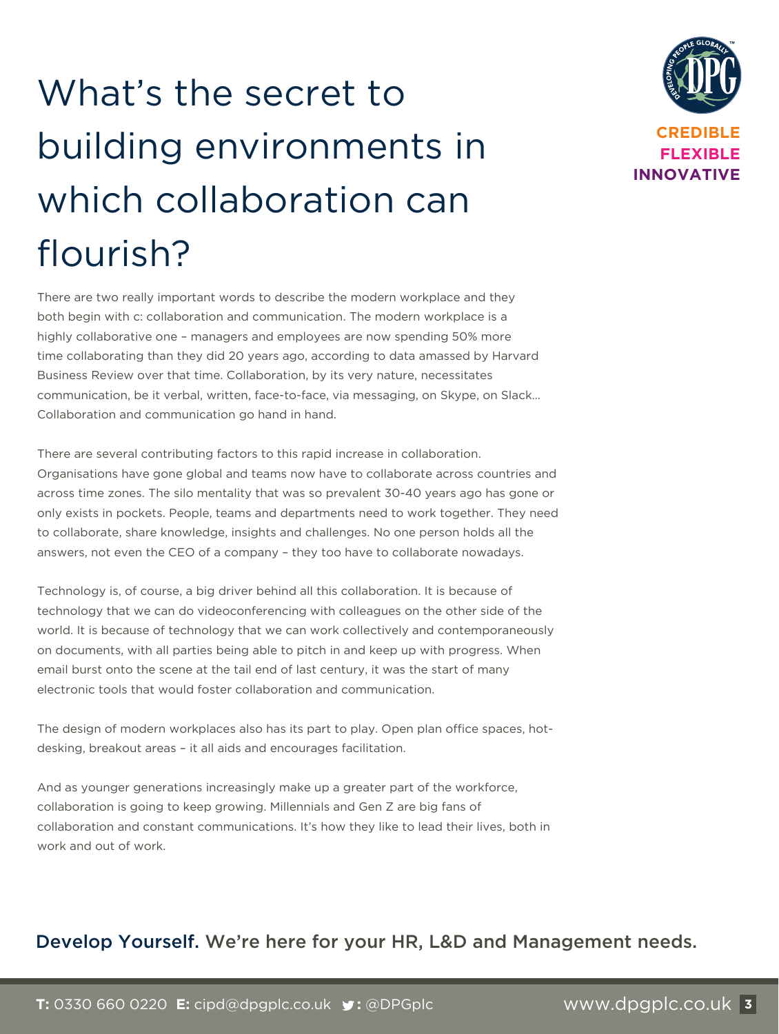# What's the secret to building environments in which collaboration can flourish?

There are two really important words to describe the modern workplace and they both begin with c: collaboration and communication. The modern workplace is a highly collaborative one – managers and employees are now spending 50% more time collaborating than they did 20 years ago, according to data amassed by Harvard Business Review over that time. Collaboration, by its very nature, necessitates communication, be it verbal, written, face-to-face, via messaging, on Skype, on Slack... Collaboration and communication go hand in hand.

There are several contributing factors to this rapid increase in collaboration. Organisations have gone global and teams now have to collaborate across countries and across time zones. The silo mentality that was so prevalent 30-40 years ago has gone or only exists in pockets. People, teams and departments need to work together. They need to collaborate, share knowledge, insights and challenges. No one person holds all the answers, not even the CEO of a company – they too have to collaborate nowadays.

Technology is, of course, a big driver behind all this collaboration. It is because of technology that we can do videoconferencing with colleagues on the other side of the world. It is because of technology that we can work collectively and contemporaneously on documents, with all parties being able to pitch in and keep up with progress. When email burst onto the scene at the tail end of last century, it was the start of many electronic tools that would foster collaboration and communication.

The design of modern workplaces also has its part to play. Open plan office spaces, hot-desking, breakout areas – it all aids and encourages facilitation.

And as younger generations increasingly make up a greater part of the workforce, collaboration is going to keep growing. Millennials and Gen Z are big fans of collaboration and constant communications. It's how they like to lead their lives, both in work and out of work.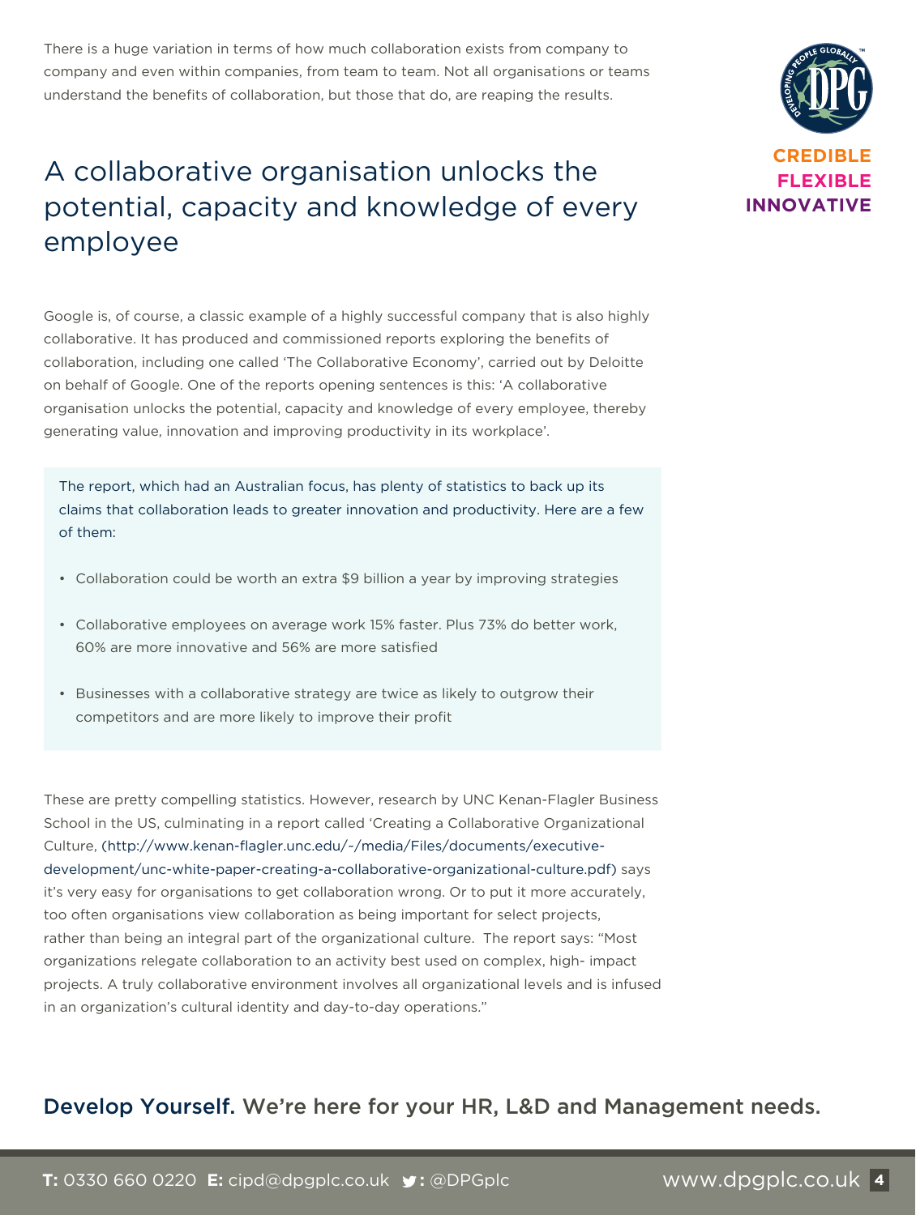There is a huge variation in terms of how much collaboration exists from company to company and even within companies, from team to team. Not all organisations or teams understand the benefits of collaboration, but those that do, are reaping the results.

CREDIBLE
FLEXIBLE
INNOVATIVE

## A collaborative organisation unlocks the potential, capacity and knowledge of every employee

Google is, of course, a classic example of a highly successful company that is also highly collaborative. It has produced and commissioned reports exploring the benefits of collaboration, including one called 'The Collaborative Economy', carried out by Deloitte on behalf of Google. One of the reports opening sentences is this: 'A collaborative organisation unlocks the potential, capacity and knowledge of every employee, thereby generating value, innovation and improving productivity in its workplace'.

The report, which had an Australian focus, has plenty of statistics to back up its claims that collaboration leads to greater innovation and productivity. Here are a few of them:

- Collaboration could be worth an extra $9 billion a year by improving strategies
- Collaborative employees on average work 15% faster. Plus 73% do better work, 60% are more innovative and 56% are more satisfied
- Businesses with a collaborative strategy are twice as likely to outgrow their competitors and are more likely to improve their profit

These are pretty compelling statistics. However, research by UNC Kenan-Flagler Business School in the US, culminating in a report called 'Creating a Collaborative Organizational Culture, (http://www.kenan-flagler.unc.edu/~/media/Files/documents/executive-development/unc-white-paper-creating-a-collaborative-organizational-culture.pdf) says it's very easy for organisations to get collaboration wrong. Or to put it more accurately, too often organisations view collaboration as being important for select projects, rather than being an integral part of the organizational culture. The report says: "Most organizations relegate collaboration to an activity best used on complex, high- impact projects. A truly collaborative environment involves all organizational levels and is infused in an organization's cultural identity and day-to-day operations."

**Develop Yourself.** We're here for your HR, L&D and Management needs.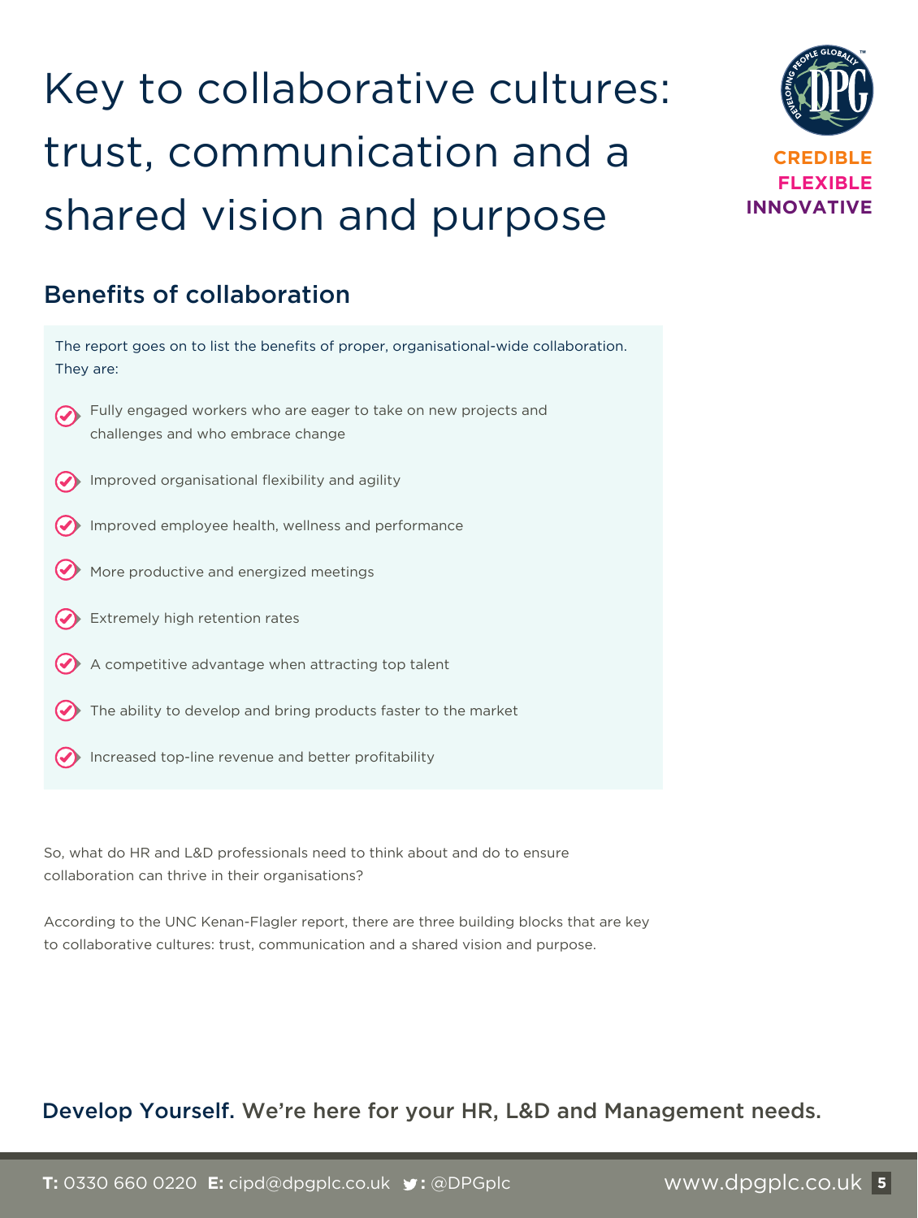# Key to collaborative cultures: trust, communication and a shared vision and purpose

## Benefits of collaboration

The report goes on to list the benefits of proper, organisational-wide collaboration. They are:

- Fully engaged workers who are eager to take on new projects and challenges and who embrace change
- Improved organisational flexibility and agility
- Improved employee health, wellness and performance
- More productive and energized meetings
- Extremely high retention rates
- A competitive advantage when attracting top talent
- The ability to develop and bring products faster to the market
- Increased top-line revenue and better profitability

So, what do HR and L&D professionals need to think about and do to ensure collaboration can thrive in their organisations?

According to the UNC Kenan-Flagler report, there are three building blocks that are key to collaborative cultures: trust, communication and a shared vision and purpose.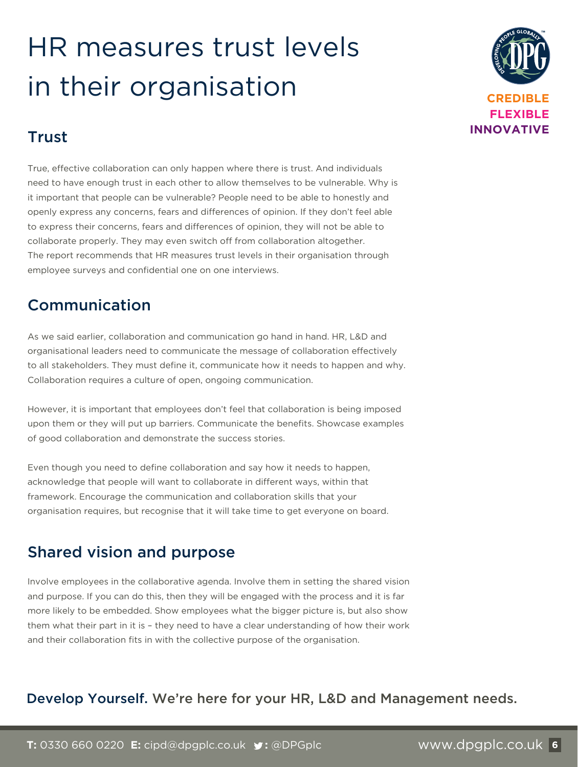# HR measures trust levels in their organisation

CREDIBLE
FLEXIBLE
INNOVATIVE

## Trust

True, effective collaboration can only happen where there is trust. And individuals need to have enough trust in each other to allow themselves to be vulnerable. Why is it important that people can be vulnerable? People need to be able to honestly and openly express any concerns, fears and differences of opinion. If they don't feel able to express their concerns, fears and differences of opinion, they will not be able to collaborate properly. They may even switch off from collaboration altogether. The report recommends that HR measures trust levels in their organisation through employee surveys and confidential one on one interviews.

## Communication

As we said earlier, collaboration and communication go hand in hand. HR, L&D and organisational leaders need to communicate the message of collaboration effectively to all stakeholders. They must define it, communicate how it needs to happen and why. Collaboration requires a culture of open, ongoing communication.

However, it is important that employees don't feel that collaboration is being imposed upon them or they will put up barriers. Communicate the benefits. Showcase examples of good collaboration and demonstrate the success stories.

Even though you need to define collaboration and say how it needs to happen, acknowledge that people will want to collaborate in different ways, within that framework. Encourage the communication and collaboration skills that your organisation requires, but recognise that it will take time to get everyone on board.

## Shared vision and purpose

Involve employees in the collaborative agenda. Involve them in setting the shared vision and purpose. If you can do this, then they will be engaged with the process and it is far more likely to be embedded. Show employees what the bigger picture is, but also show them what their part in it is – they need to have a clear understanding of how their work and their collaboration fits in with the collective purpose of the organisation.

**Develop Yourself.** We're here for your HR, L&D and Management needs.

**T:** 0330 660 0220 **E:** cipd@dpgplc.co.uk : @DPGplc www.dpgplc.co.uk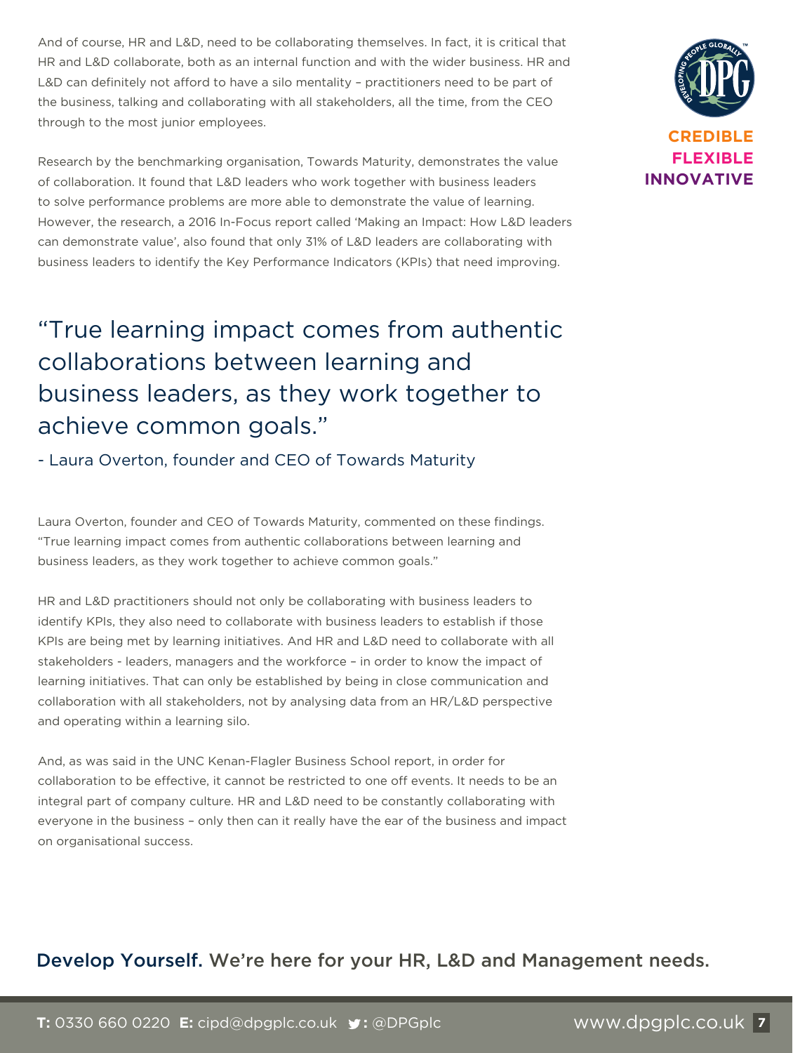And of course, HR and L&D, need to be collaborating themselves. In fact, it is critical that HR and L&D collaborate, both as an internal function and with the wider business. HR and L&D can definitely not afford to have a silo mentality – practitioners need to be part of the business, talking and collaborating with all stakeholders, all the time, from the CEO through to the most junior employees.

**CREDIBLE**
**FLEXIBLE**
**INNOVATIVE**

Research by the benchmarking organisation, Towards Maturity, demonstrates the value of collaboration. It found that L&D leaders who work together with business leaders to solve performance problems are more able to demonstrate the value of learning. However, the research, a 2016 In-Focus report called 'Making an Impact: How L&D leaders can demonstrate value', also found that only 31% of L&D leaders are collaborating with business leaders to identify the Key Performance Indicators (KPIs) that need improving.

> "True learning impact comes from authentic collaborations between learning and business leaders, as they work together to achieve common goals."
>
> - Laura Overton, founder and CEO of Towards Maturity

Laura Overton, founder and CEO of Towards Maturity, commented on these findings. "True learning impact comes from authentic collaborations between learning and business leaders, as they work together to achieve common goals."

HR and L&D practitioners should not only be collaborating with business leaders to identify KPIs, they also need to collaborate with business leaders to establish if those KPIs are being met by learning initiatives. And HR and L&D need to collaborate with all stakeholders - leaders, managers and the workforce – in order to know the impact of learning initiatives. That can only be established by being in close communication and collaboration with all stakeholders, not by analysing data from an HR/L&D perspective and operating within a learning silo.

And, as was said in the UNC Kenan-Flagler Business School report, in order for collaboration to be effective, it cannot be restricted to one off events. It needs to be an integral part of company culture. HR and L&D need to be constantly collaborating with everyone in the business – only then can it really have the ear of the business and impact on organisational success.

**Develop Yourself.** We're here for your HR, L&D and Management needs.

**T:** 0330 660 0220 **E:** cipd@dpgplc.co.uk **:** @DPGplc www.dpgplc.co.uk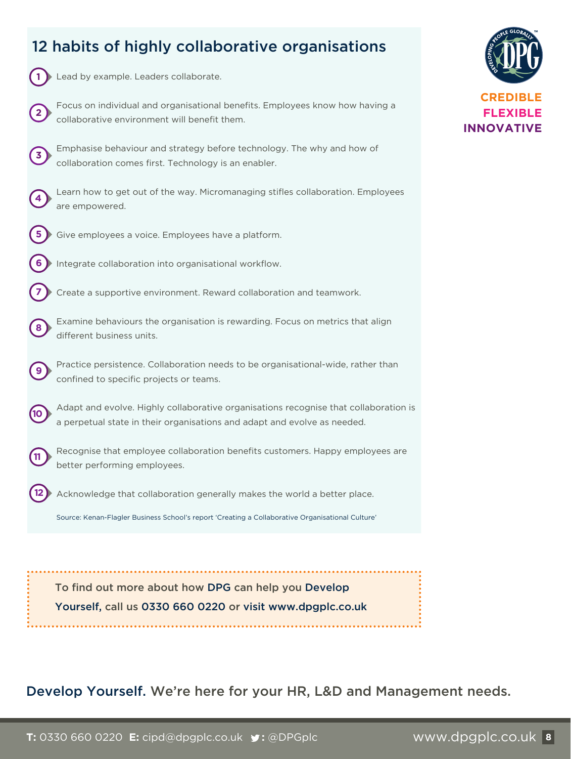## 12 habits of highly collaborative organisations

1. Lead by example. Leaders collaborate.
2. Focus on individual and organisational benefits. Employees know how having a collaborative environment will benefit them.
3. Emphasise behaviour and strategy before technology. The why and how of collaboration comes first. Technology is an enabler.
4. Learn how to get out of the way. Micromanaging stifles collaboration. Employees are empowered.
5. Give employees a voice. Employees have a platform.
6. Integrate collaboration into organisational workflow.
7. Create a supportive environment. Reward collaboration and teamwork.
8. Examine behaviours the organisation is rewarding. Focus on metrics that align different business units.
9. Practice persistence. Collaboration needs to be organisational-wide, rather than confined to specific projects or teams.
10. Adapt and evolve. Highly collaborative organisations recognise that collaboration is a perpetual state in their organisations and adapt and evolve as needed.
11. Recognise that employee collaboration benefits customers. Happy employees are better performing employees.
12. Acknowledge that collaboration generally makes the world a better place.

Source: Kenan-Flagler Business School's report 'Creating a Collaborative Organisational Culture'

CREDIBLE
FLEXIBLE
INNOVATIVE

To find out more about how DPG can help you Develop Yourself, call us 0330 660 0220 or visit www.dpgplc.co.uk

Develop Yourself. We're here for your HR, L&D and Management needs.

**T:** 0330 660 0220 **E:** cipd@dpgplc.co.uk **:** @DPGplc www.dpgplc.co.uk